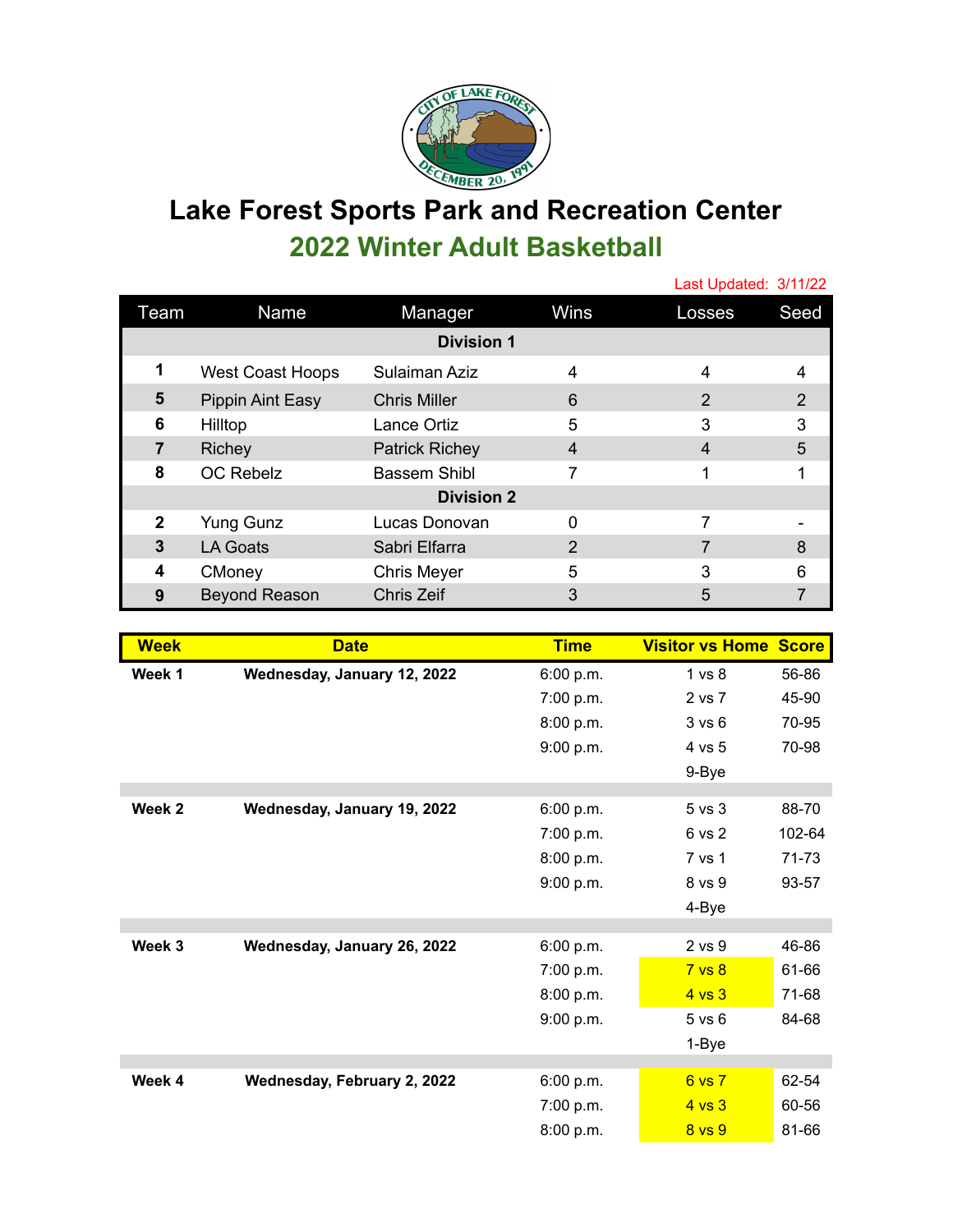# Lake Forest Sports Park and Recreation Center

## 2022 Winter Adult Basketball

Last Updated: 3/11/22

| Team | Name | Manager | Wins | Losses | Seed |
|---|---|---|---|---|---|
| **Division 1** | | | | | |
| 1 | West Coast Hoops | Sulaiman Aziz | 4 | 4 | 4 |
| 5 | Pippin Aint Easy | Chris Miller | 6 | 2 | 2 |
| 6 | Hilltop | Lance Ortiz | 5 | 3 | 3 |
| 7 | Richey | Patrick Richey | 4 | 4 | 5 |
| 8 | OC Rebelz | Bassem Shibl | 7 | 1 | 1 |
| **Division 2** | | | | | |
| 2 | Yung Gunz | Lucas Donovan | 0 | 7 | - |
| 3 | LA Goats | Sabri Elfarra | 2 | 7 | 8 |
| 4 | CMoney | Chris Meyer | 5 | 3 | 6 |
| 9 | Beyond Reason | Chris Zeif | 3 | 5 | 7 |

| Week | Date | Time | Visitor vs Home | Score |
|---|---|---|---|---|
| **Week 1** | **Wednesday, January 12, 2022** | 6:00 p.m. | 1 vs 8 | 56-86 |
| | | 7:00 p.m. | 2 vs 7 | 45-90 |
| | | 8:00 p.m. | 3 vs 6 | 70-95 |
| | | 9:00 p.m. | 4 vs 5 | 70-98 |
| | | | 9-Bye | |
| **Week 2** | **Wednesday, January 19, 2022** | 6:00 p.m. | 5 vs 3 | 88-70 |
| | | 7:00 p.m. | 6 vs 2 | 102-64 |
| | | 8:00 p.m. | 7 vs 1 | 71-73 |
| | | 9:00 p.m. | 8 vs 9 | 93-57 |
| | | | 4-Bye | |
| **Week 3** | **Wednesday, January 26, 2022** | 6:00 p.m. | 2 vs 9 | 46-86 |
| | | 7:00 p.m. | 7 vs 8 | 61-66 |
| | | 8:00 p.m. | 4 vs 3 | 71-68 |
| | | 9:00 p.m. | 5 vs 6 | 84-68 |
| | | | 1-Bye | |
| **Week 4** | **Wednesday, February 2, 2022** | 6:00 p.m. | 6 vs 7 | 62-54 |
| | | 7:00 p.m. | 4 vs 3 | 60-56 |
| | | 8:00 p.m. | 8 vs 9 | 81-66 |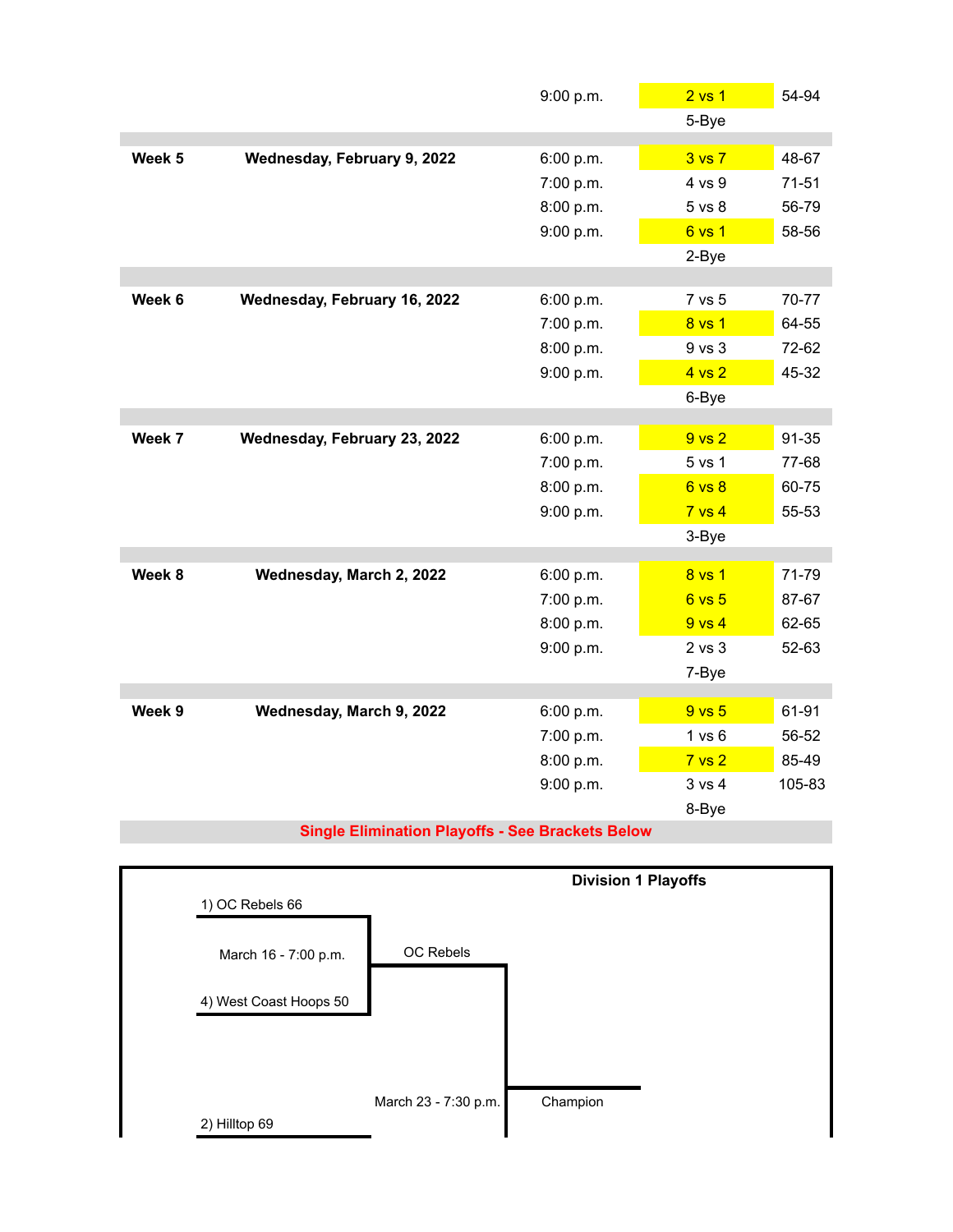| Week | Date | Time | Matchup | Score |
|---|---|---|---|---|
| | | 9:00 p.m. | 2 vs 1 | 54-94 |
| | | | 5-Bye | |
| **Week 5** | **Wednesday, February 9, 2022** | 6:00 p.m. | 3 vs 7 | 48-67 |
| | | 7:00 p.m. | 4 vs 9 | 71-51 |
| | | 8:00 p.m. | 5 vs 8 | 56-79 |
| | | 9:00 p.m. | 6 vs 1 | 58-56 |
| | | | 2-Bye | |
| **Week 6** | **Wednesday, February 16, 2022** | 6:00 p.m. | 7 vs 5 | 70-77 |
| | | 7:00 p.m. | 8 vs 1 | 64-55 |
| | | 8:00 p.m. | 9 vs 3 | 72-62 |
| | | 9:00 p.m. | 4 vs 2 | 45-32 |
| | | | 6-Bye | |
| **Week 7** | **Wednesday, February 23, 2022** | 6:00 p.m. | 9 vs 2 | 91-35 |
| | | 7:00 p.m. | 5 vs 1 | 77-68 |
| | | 8:00 p.m. | 6 vs 8 | 60-75 |
| | | 9:00 p.m. | 7 vs 4 | 55-53 |
| | | | 3-Bye | |
| **Week 8** | **Wednesday, March 2, 2022** | 6:00 p.m. | 8 vs 1 | 71-79 |
| | | 7:00 p.m. | 6 vs 5 | 87-67 |
| | | 8:00 p.m. | 9 vs 4 | 62-65 |
| | | 9:00 p.m. | 2 vs 3 | 52-63 |
| | | | 7-Bye | |
| **Week 9** | **Wednesday, March 9, 2022** | 6:00 p.m. | 9 vs 5 | 61-91 |
| | | 7:00 p.m. | 1 vs 6 | 56-52 |
| | | 8:00 p.m. | 7 vs 2 | 85-49 |
| | | 9:00 p.m. | 3 vs 4 | 105-83 |
| | | | 8-Bye | |

**Single Elimination Playoffs - See Brackets Below**

### Division 1 Playoffs

1) OC Rebels 66

March 16 - 7:00 p.m.

4) West Coast Hoops 50

OC Rebels

March 23 - 7:30 p.m.

Champion

2) Hilltop 69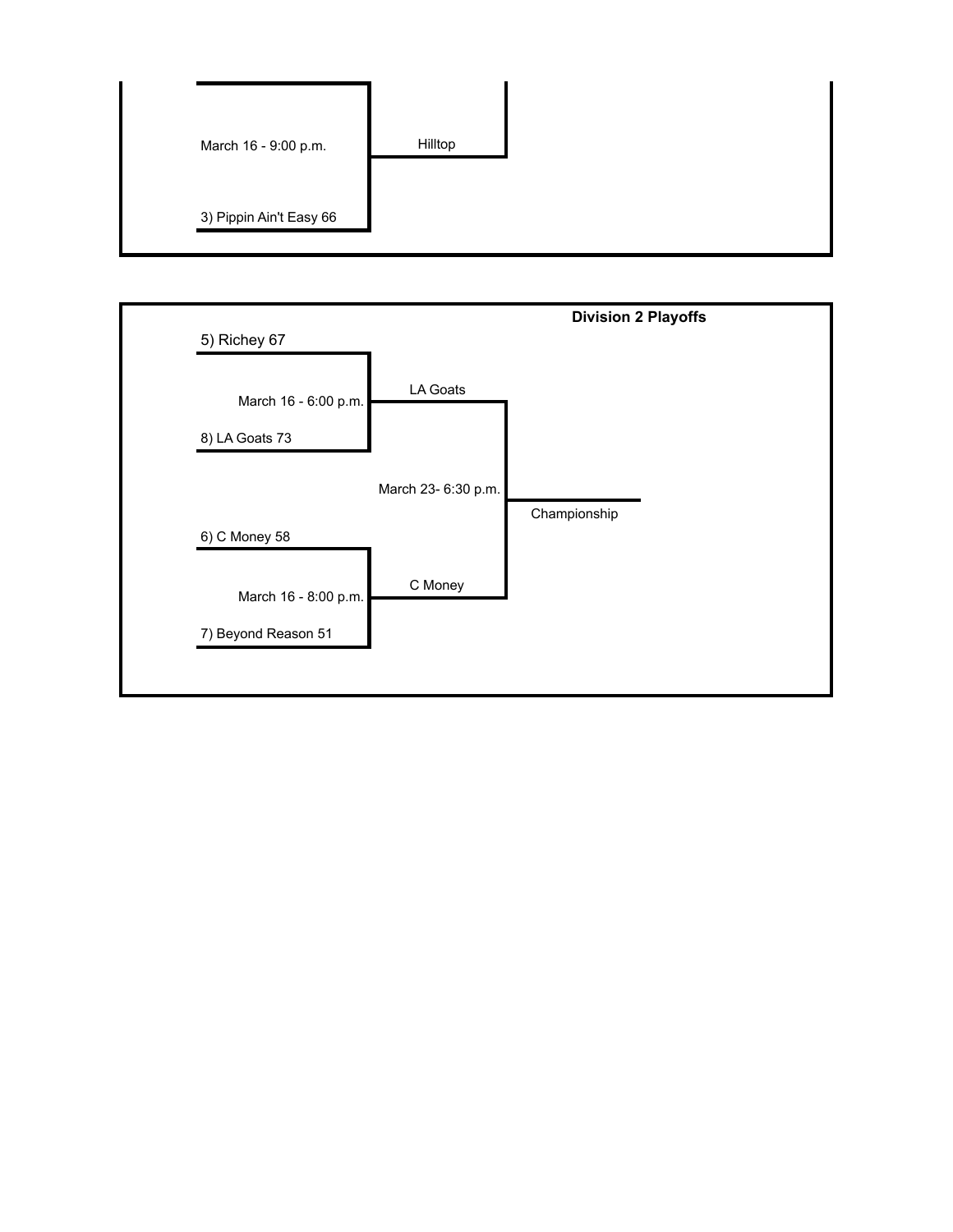March 16 - 9:00 p.m.

Hilltop

3) Pippin Ain't Easy 66

## Division 2 Playoffs

5) Richey 67

March 16 - 6:00 p.m.

8) LA Goats 73

LA Goats

March 23- 6:30 p.m.

Championship

6) C Money 58

March 16 - 8:00 p.m.

7) Beyond Reason 51

C Money